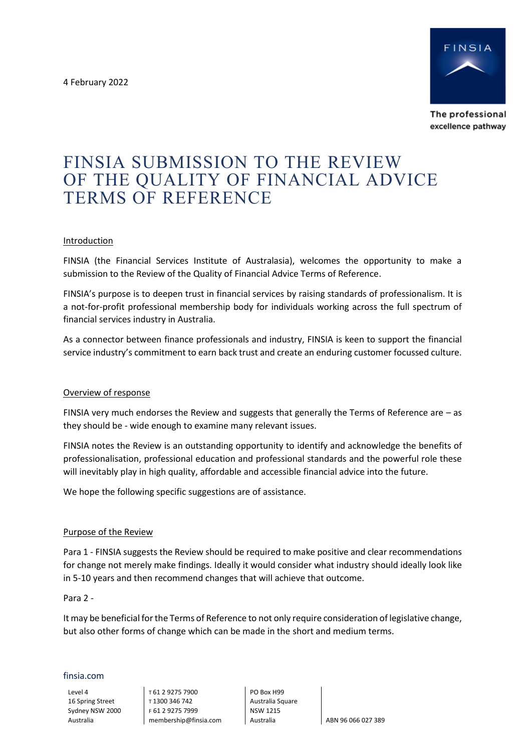4 February 2022

# FINSIA SUBMISSION TO THE REVIEW OF THE QUALITY OF FINANCIAL ADVICE TERMS OF REFERENCE

## Introduction

FINSIA (the Financial Services Institute of Australasia), welcomes the opportunity to make a submission to the Review of the Quality of Financial Advice Terms of Reference.

FINSIA's purpose is to deepen trust in financial services by raising standards of professionalism. It is a not-for-profit professional membership body for individuals working across the full spectrum of financial services industry in Australia.

As a connector between finance professionals and industry, FINSIA is keen to support the financial service industry's commitment to earn back trust and create an enduring customer focussed culture.

## Overview of response

FINSIA very much endorses the Review and suggests that generally the Terms of Reference are – as they should be - wide enough to examine many relevant issues.

FINSIA notes the Review is an outstanding opportunity to identify and acknowledge the benefits of professionalisation, professional education and professional standards and the powerful role these will inevitably play in high quality, affordable and accessible financial advice into the future.

We hope the following specific suggestions are of assistance.

## Purpose of the Review

Para 1 - FINSIA suggests the Review should be required to make positive and clear recommendations for change not merely make findings. Ideally it would consider what industry should ideally look like in 5-10 years and then recommend changes that will achieve that outcome.

Para 2 -

It may be beneficial for the Terms of Reference to not only require consideration of legislative change, but also other forms of change which can be made in the short and medium terms.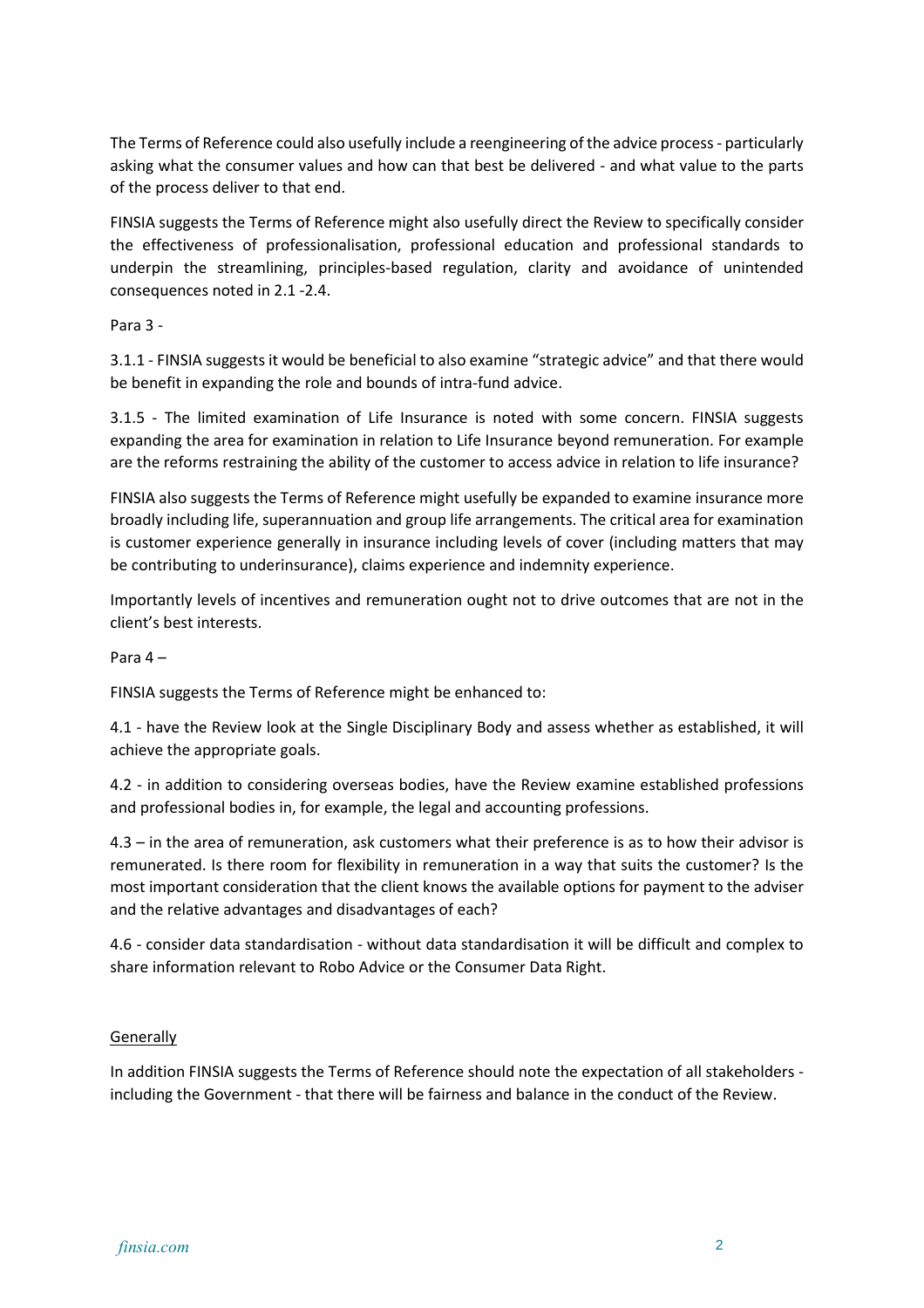The Terms of Reference could also usefully include a reengineering of the advice process - particularly asking what the consumer values and how can that best be delivered - and what value to the parts of the process deliver to that end.

FINSIA suggests the Terms of Reference might also usefully direct the Review to specifically consider the effectiveness of professionalisation, professional education and professional standards to underpin the streamlining, principles-based regulation, clarity and avoidance of unintended consequences noted in 2.1 -2.4.

Para 3 -

3.1.1 - FINSIA suggests it would be beneficial to also examine "strategic advice" and that there would be benefit in expanding the role and bounds of intra-fund advice.

3.1.5 - The limited examination of Life Insurance is noted with some concern. FINSIA suggests expanding the area for examination in relation to Life Insurance beyond remuneration. For example are the reforms restraining the ability of the customer to access advice in relation to life insurance?

FINSIA also suggests the Terms of Reference might usefully be expanded to examine insurance more broadly including life, superannuation and group life arrangements. The critical area for examination is customer experience generally in insurance including levels of cover (including matters that may be contributing to underinsurance), claims experience and indemnity experience.

Importantly levels of incentives and remuneration ought not to drive outcomes that are not in the client's best interests.

Para 4 –

FINSIA suggests the Terms of Reference might be enhanced to:

4.1 - have the Review look at the Single Disciplinary Body and assess whether as established, it will achieve the appropriate goals.

4.2 - in addition to considering overseas bodies, have the Review examine established professions and professional bodies in, for example, the legal and accounting professions.

4.3 – in the area of remuneration, ask customers what their preference is as to how their advisor is remunerated. Is there room for flexibility in remuneration in a way that suits the customer? Is the most important consideration that the client knows the available options for payment to the adviser and the relative advantages and disadvantages of each?

4.6 - consider data standardisation - without data standardisation it will be difficult and complex to share information relevant to Robo Advice or the Consumer Data Right.

<u>Generally</u>

In addition FINSIA suggests the Terms of Reference should note the expectation of all stakeholders - including the Government - that there will be fairness and balance in the conduct of the Review.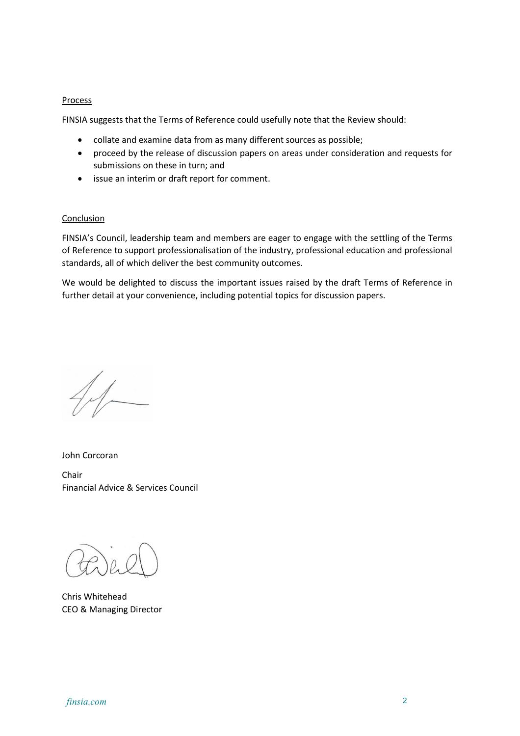Process

FINSIA suggests that the Terms of Reference could usefully note that the Review should:

- collate and examine data from as many different sources as possible;
- proceed by the release of discussion papers on areas under consideration and requests for submissions on these in turn; and
- issue an interim or draft report for comment.

Conclusion

FINSIA's Council, leadership team and members are eager to engage with the settling of the Terms of Reference to support professionalisation of the industry, professional education and professional standards, all of which deliver the best community outcomes.

We would be delighted to discuss the important issues raised by the draft Terms of Reference in further detail at your convenience, including potential topics for discussion papers.

John Corcoran

Chair
Financial Advice & Services Council

Chris Whitehead
CEO & Managing Director